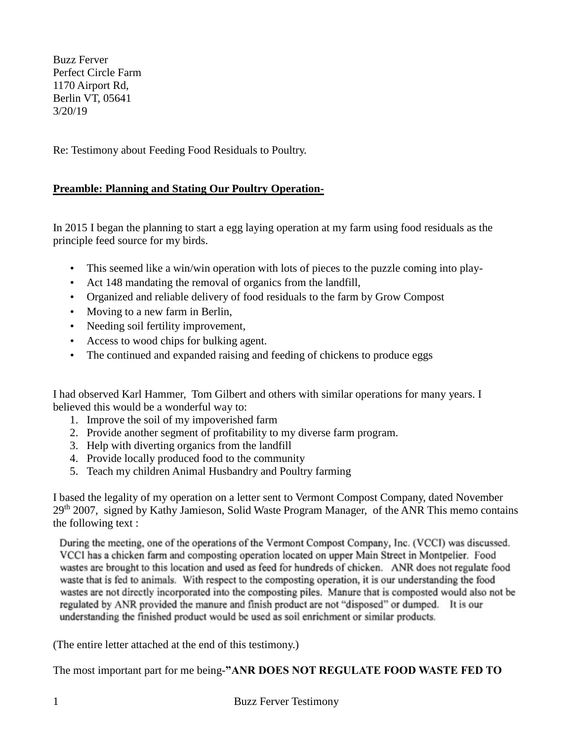Buzz Ferver
Perfect Circle Farm
1170 Airport Rd,
Berlin VT, 05641
3/20/19

Re: Testimony about Feeding Food Residuals to Poultry.

**Preamble: Planning and Stating Our Poultry Operation-**

In 2015 I began the planning to start a egg laying operation at my farm using food residuals as the principle feed source for my birds.

- This seemed like a win/win operation with lots of pieces to the puzzle coming into play-
- Act 148 mandating the removal of organics from the landfill,
- Organized and reliable delivery of food residuals to the farm by Grow Compost
- Moving to a new farm in Berlin,
- Needing soil fertility improvement,
- Access to wood chips for bulking agent.
- The continued and expanded raising and feeding of chickens to produce eggs

I had observed Karl Hammer, Tom Gilbert and others with similar operations for many years. I believed this would be a wonderful way to:

1. Improve the soil of my impoverished farm
2. Provide another segment of profitability to my diverse farm program.
3. Help with diverting organics from the landfill
4. Provide locally produced food to the community
5. Teach my children Animal Husbandry and Poultry farming

I based the legality of my operation on a letter sent to Vermont Compost Company, dated November 29th 2007, signed by Kathy Jamieson, Solid Waste Program Manager, of the ANR This memo contains the following text :

> During the meeting, one of the operations of the Vermont Compost Company, Inc. (VCCI) was discussed. VCCI has a chicken farm and composting operation located on upper Main Street in Montpelier. Food wastes are brought to this location and used as feed for hundreds of chicken. ANR does not regulate food waste that is fed to animals. With respect to the composting operation, it is our understanding the food wastes are not directly incorporated into the composting piles. Manure that is composted would also not be regulated by ANR provided the manure and finish product are not "disposed" or dumped. It is our understanding the finished product would be used as soil enrichment or similar products.

(The entire letter attached at the end of this testimony.)

The most important part for me being-**"ANR DOES NOT REGULATE FOOD WASTE FED TO**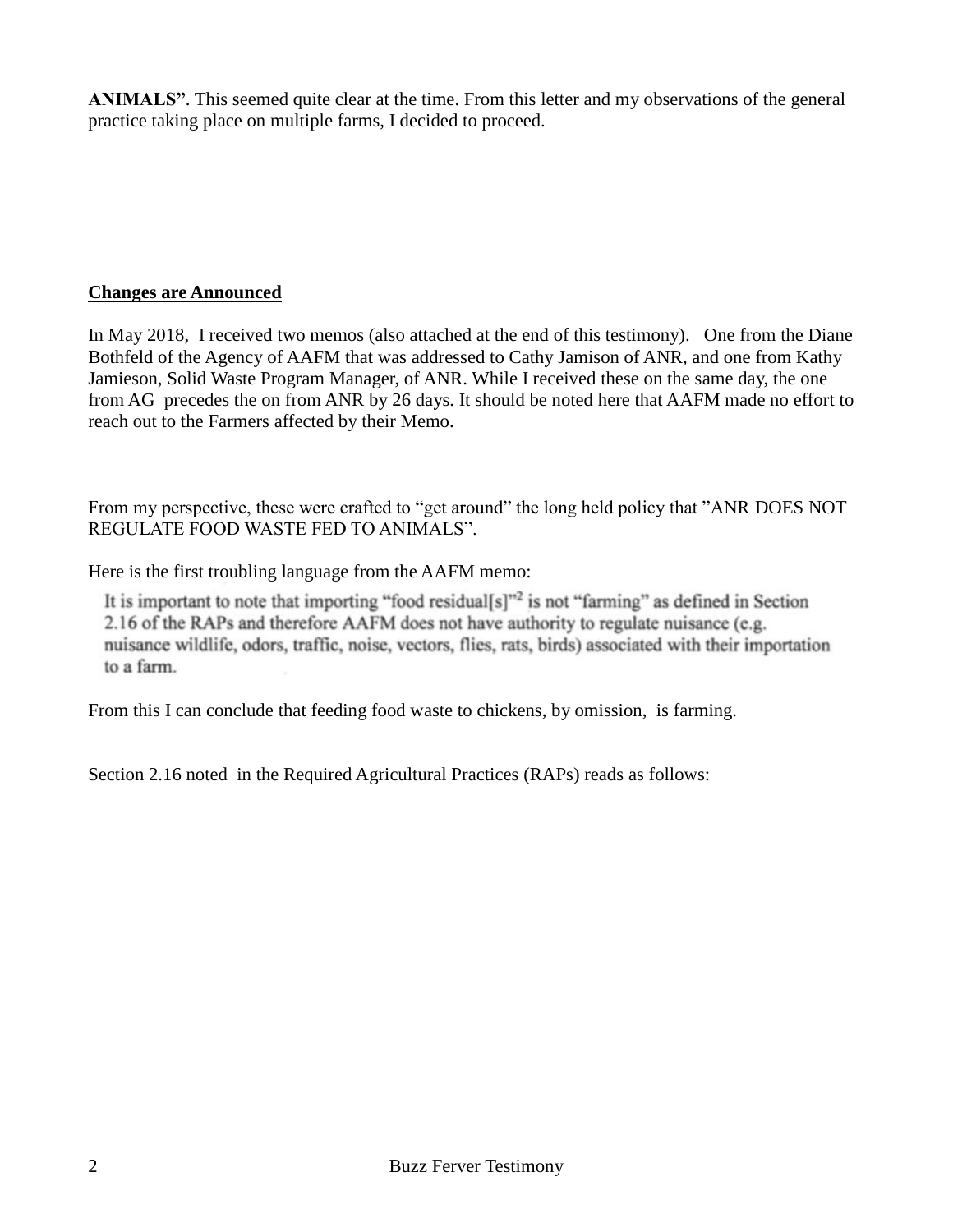**ANIMALS"**. This seemed quite clear at the time. From this letter and my observations of the general practice taking place on multiple farms, I decided to proceed.

**Changes are Announced**

In May 2018, I received two memos (also attached at the end of this testimony). One from the Diane Bothfeld of the Agency of AAFM that was addressed to Cathy Jamison of ANR, and one from Kathy Jamieson, Solid Waste Program Manager, of ANR. While I received these on the same day, the one from AG precedes the on from ANR by 26 days. It should be noted here that AAFM made no effort to reach out to the Farmers affected by their Memo.

From my perspective, these were crafted to "get around" the long held policy that "ANR DOES NOT REGULATE FOOD WASTE FED TO ANIMALS".

Here is the first troubling language from the AAFM memo:

> It is important to note that importing "food residual[s]"[2] is not "farming" as defined in Section 2.16 of the RAPs and therefore AAFM does not have authority to regulate nuisance (e.g. nuisance wildlife, odors, traffic, noise, vectors, flies, rats, birds) associated with their importation to a farm.

From this I can conclude that feeding food waste to chickens, by omission, is farming.

Section 2.16 noted in the Required Agricultural Practices (RAPs) reads as follows: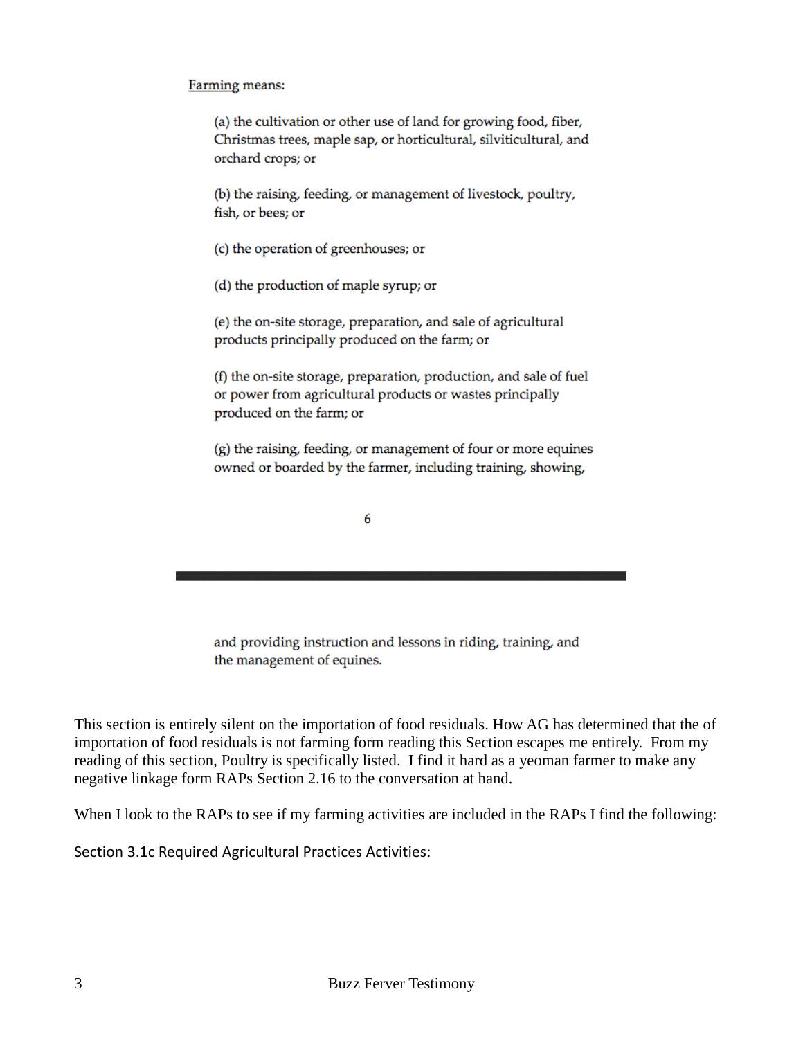Farming means:

(a) the cultivation or other use of land for growing food, fiber, Christmas trees, maple sap, or horticultural, silvicultural, and orchard crops; or

(b) the raising, feeding, or management of livestock, poultry, fish, or bees; or

(c) the operation of greenhouses; or

(d) the production of maple syrup; or

(e) the on-site storage, preparation, and sale of agricultural products principally produced on the farm; or

(f) the on-site storage, preparation, production, and sale of fuel or power from agricultural products or wastes principally produced on the farm; or

(g) the raising, feeding, or management of four or more equines owned or boarded by the farmer, including training, showing, and providing instruction and lessons in riding, training, and the management of equines.

This section is entirely silent on the importation of food residuals. How AG has determined that the of importation of food residuals is not farming form reading this Section escapes me entirely. From my reading of this section, Poultry is specifically listed. I find it hard as a yeoman farmer to make any negative linkage form RAPs Section 2.16 to the conversation at hand.

When I look to the RAPs to see if my farming activities are included in the RAPs I find the following:

Section 3.1c Required Agricultural Practices Activities: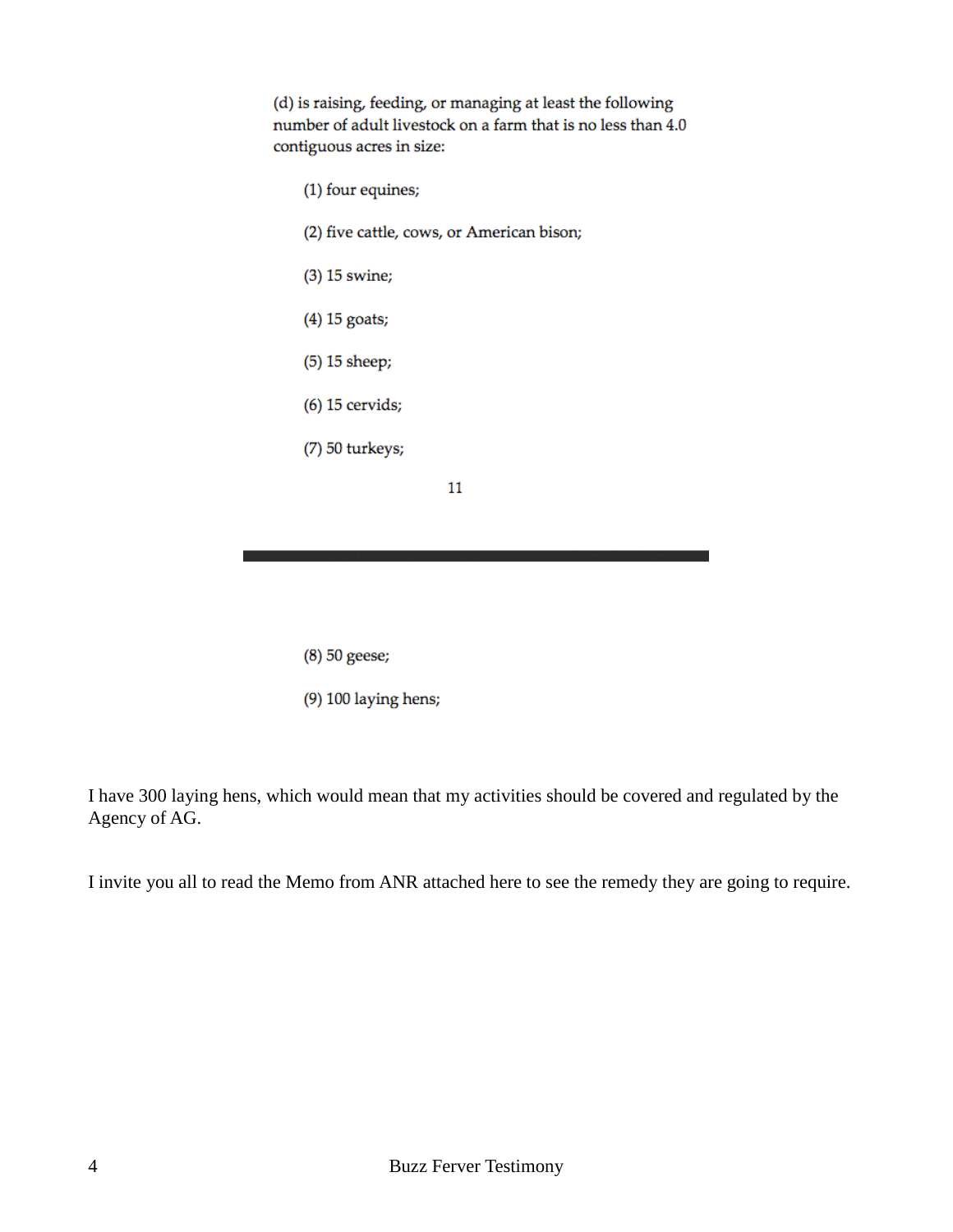(d) is raising, feeding, or managing at least the following number of adult livestock on a farm that is no less than 4.0 contiguous acres in size:

(1) four equines;

(2) five cattle, cows, or American bison;

(3) 15 swine;

(4) 15 goats;

(5) 15 sheep;

(6) 15 cervids;

(7) 50 turkeys;

11

(8) 50 geese;

(9) 100 laying hens;

I have 300 laying hens, which would mean that my activities should be covered and regulated by the Agency of AG.

I invite you all to read the Memo from ANR attached here to see the remedy they are going to require.